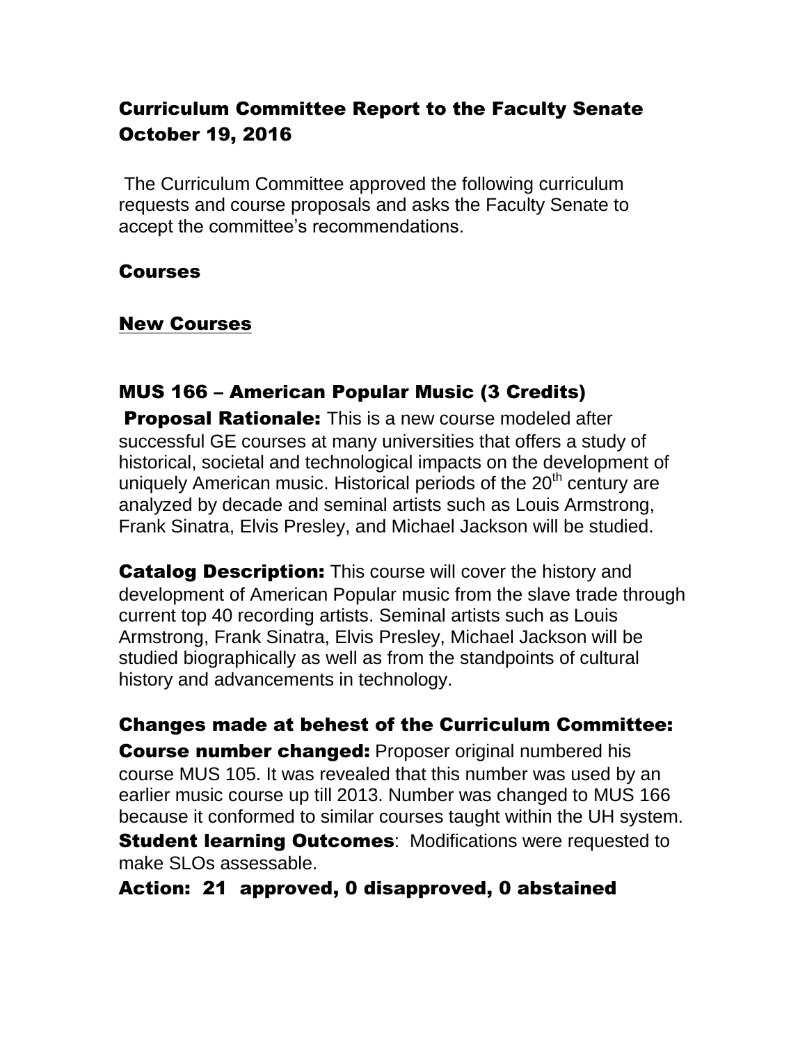# Curriculum Committee Report to the Faculty Senate October 19, 2016

The Curriculum Committee approved the following curriculum requests and course proposals and asks the Faculty Senate to accept the committee's recommendations.

## Courses

## New Courses

### MUS 166 – American Popular Music (3 Credits)

**Proposal Rationale:** This is a new course modeled after successful GE courses at many universities that offers a study of historical, societal and technological impacts on the development of uniquely American music. Historical periods of the 20th century are analyzed by decade and seminal artists such as Louis Armstrong, Frank Sinatra, Elvis Presley, and Michael Jackson will be studied.

**Catalog Description:** This course will cover the history and development of American Popular music from the slave trade through current top 40 recording artists. Seminal artists such as Louis Armstrong, Frank Sinatra, Elvis Presley, Michael Jackson will be studied biographically as well as from the standpoints of cultural history and advancements in technology.

### Changes made at behest of the Curriculum Committee:

**Course number changed:** Proposer original numbered his course MUS 105. It was revealed that this number was used by an earlier music course up till 2013. Number was changed to MUS 166 because it conformed to similar courses taught within the UH system.

**Student learning Outcomes**: Modifications were requested to make SLOs assessable.

**Action: 21 approved, 0 disapproved, 0 abstained**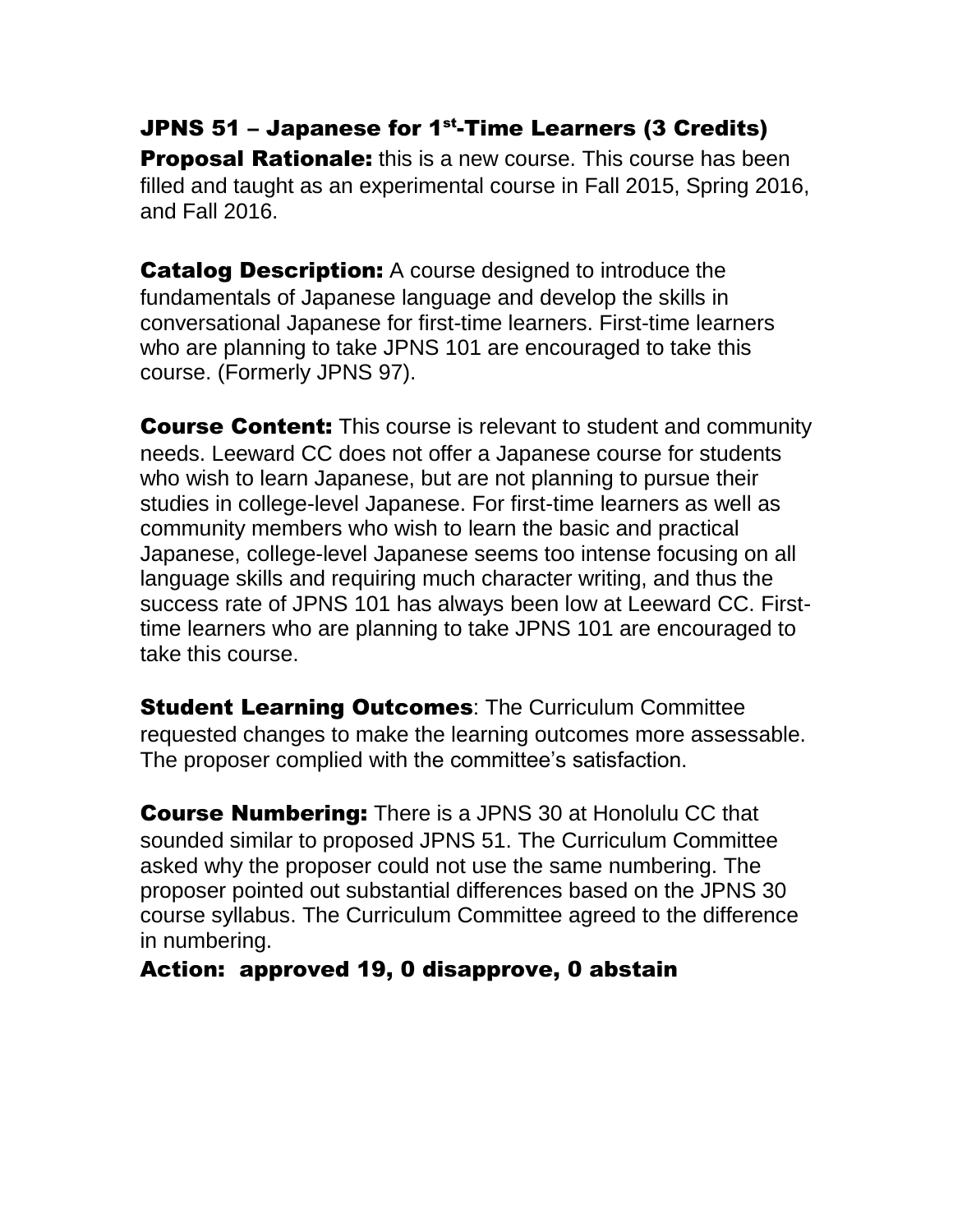## JPNS 51 – Japanese for 1st-Time Learners (3 Credits)

**Proposal Rationale:** this is a new course. This course has been filled and taught as an experimental course in Fall 2015, Spring 2016, and Fall 2016.

**Catalog Description:** A course designed to introduce the fundamentals of Japanese language and develop the skills in conversational Japanese for first-time learners. First-time learners who are planning to take JPNS 101 are encouraged to take this course. (Formerly JPNS 97).

**Course Content:** This course is relevant to student and community needs. Leeward CC does not offer a Japanese course for students who wish to learn Japanese, but are not planning to pursue their studies in college-level Japanese. For first-time learners as well as community members who wish to learn the basic and practical Japanese, college-level Japanese seems too intense focusing on all language skills and requiring much character writing, and thus the success rate of JPNS 101 has always been low at Leeward CC. First-time learners who are planning to take JPNS 101 are encouraged to take this course.

**Student Learning Outcomes**: The Curriculum Committee requested changes to make the learning outcomes more assessable. The proposer complied with the committee's satisfaction.

**Course Numbering:** There is a JPNS 30 at Honolulu CC that sounded similar to proposed JPNS 51. The Curriculum Committee asked why the proposer could not use the same numbering. The proposer pointed out substantial differences based on the JPNS 30 course syllabus. The Curriculum Committee agreed to the difference in numbering.

**Action: approved 19, 0 disapprove, 0 abstain**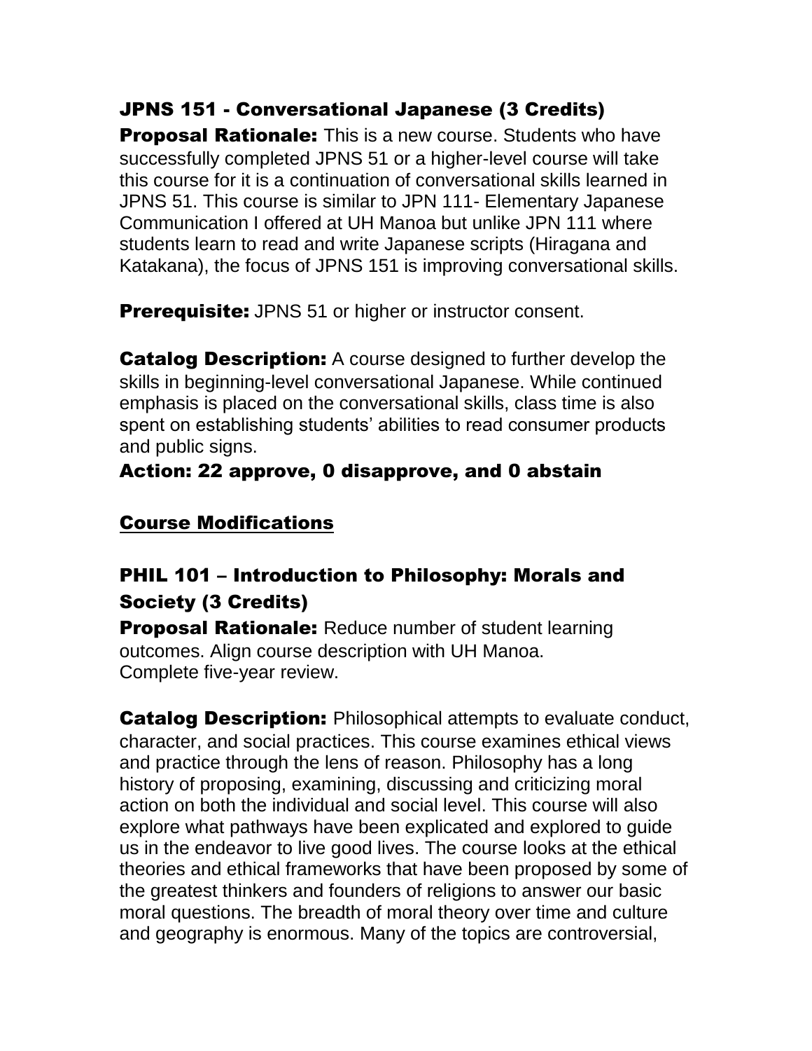### JPNS 151 - Conversational Japanese (3 Credits)

**Proposal Rationale:** This is a new course. Students who have successfully completed JPNS 51 or a higher-level course will take this course for it is a continuation of conversational skills learned in JPNS 51. This course is similar to JPN 111- Elementary Japanese Communication I offered at UH Manoa but unlike JPN 111 where students learn to read and write Japanese scripts (Hiragana and Katakana), the focus of JPNS 151 is improving conversational skills.

**Prerequisite:** JPNS 51 or higher or instructor consent.

**Catalog Description:** A course designed to further develop the skills in beginning-level conversational Japanese. While continued emphasis is placed on the conversational skills, class time is also spent on establishing students' abilities to read consumer products and public signs.

**Action: 22 approve, 0 disapprove, and 0 abstain**

## Course Modifications

### PHIL 101 – Introduction to Philosophy: Morals and Society (3 Credits)

**Proposal Rationale:** Reduce number of student learning outcomes. Align course description with UH Manoa.
Complete five-year review.

**Catalog Description:** Philosophical attempts to evaluate conduct, character, and social practices. This course examines ethical views and practice through the lens of reason. Philosophy has a long history of proposing, examining, discussing and criticizing moral action on both the individual and social level. This course will also explore what pathways have been explicated and explored to guide us in the endeavor to live good lives. The course looks at the ethical theories and ethical frameworks that have been proposed by some of the greatest thinkers and founders of religions to answer our basic moral questions. The breadth of moral theory over time and culture and geography is enormous. Many of the topics are controversial,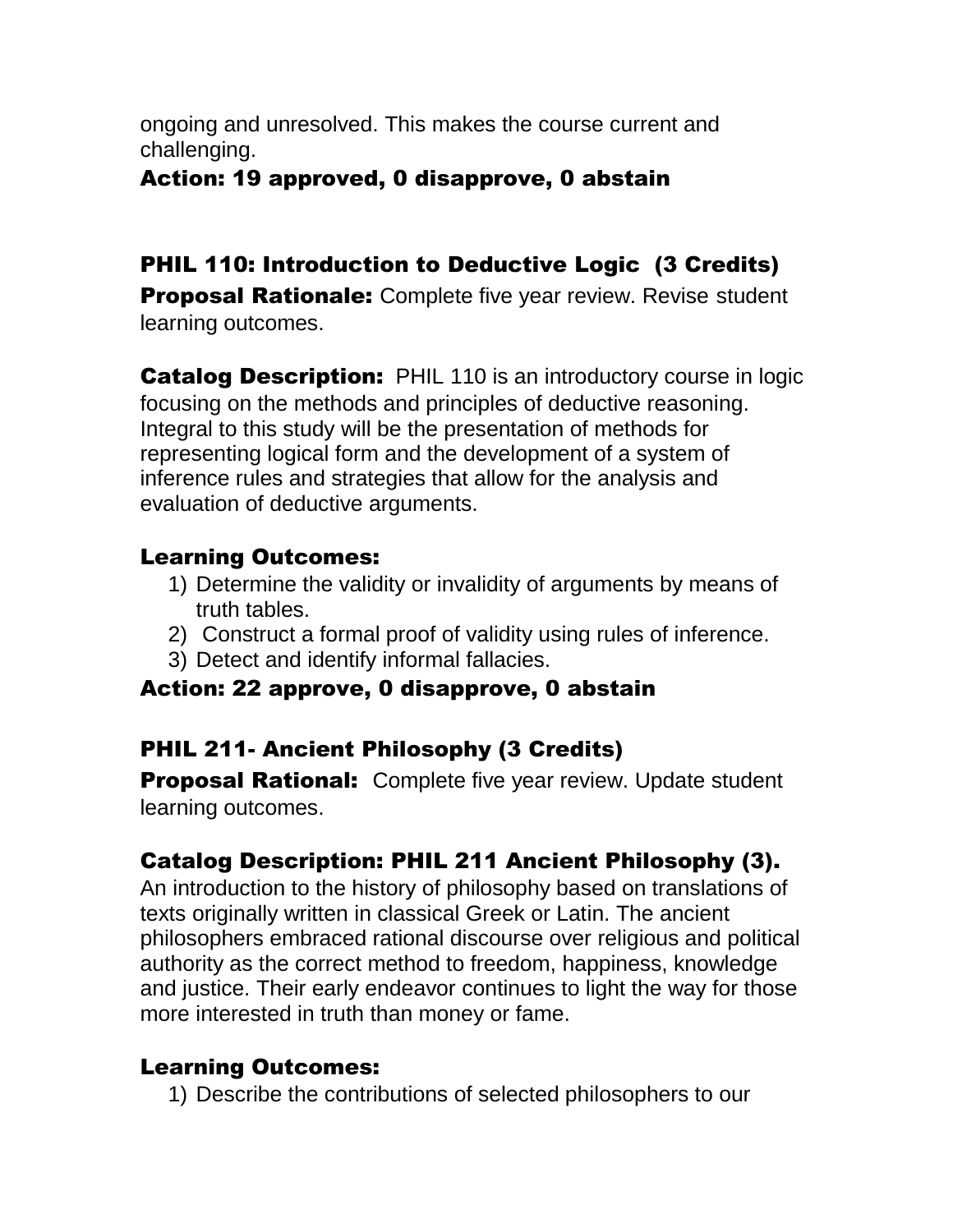ongoing and unresolved. This makes the course current and challenging.

**Action: 19 approved, 0 disapprove, 0 abstain**

## PHIL 110: Introduction to Deductive Logic (3 Credits)

**Proposal Rationale:** Complete five year review. Revise student learning outcomes.

**Catalog Description:** PHIL 110 is an introductory course in logic focusing on the methods and principles of deductive reasoning. Integral to this study will be the presentation of methods for representing logical form and the development of a system of inference rules and strategies that allow for the analysis and evaluation of deductive arguments.

**Learning Outcomes:**

1) Determine the validity or invalidity of arguments by means of truth tables.
2) Construct a formal proof of validity using rules of inference.
3) Detect and identify informal fallacies.

**Action: 22 approve, 0 disapprove, 0 abstain**

## PHIL 211- Ancient Philosophy (3 Credits)

**Proposal Rational:** Complete five year review. Update student learning outcomes.

**Catalog Description: PHIL 211 Ancient Philosophy (3).** An introduction to the history of philosophy based on translations of texts originally written in classical Greek or Latin. The ancient philosophers embraced rational discourse over religious and political authority as the correct method to freedom, happiness, knowledge and justice. Their early endeavor continues to light the way for those more interested in truth than money or fame.

**Learning Outcomes:**

1) Describe the contributions of selected philosophers to our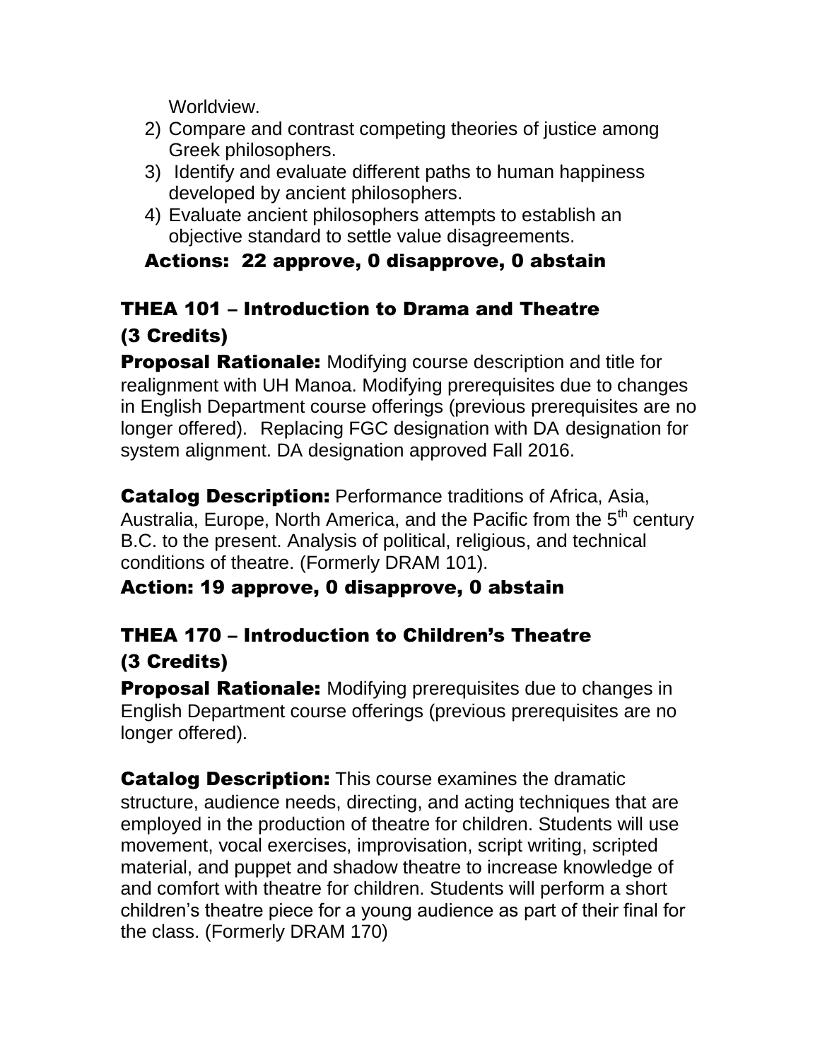Worldview.

2) Compare and contrast competing theories of justice among Greek philosophers.
3) Identify and evaluate different paths to human happiness developed by ancient philosophers.
4) Evaluate ancient philosophers attempts to establish an objective standard to settle value disagreements.

**Actions: 22 approve, 0 disapprove, 0 abstain**

## THEA 101 – Introduction to Drama and Theatre (3 Credits)

**Proposal Rationale:** Modifying course description and title for realignment with UH Manoa. Modifying prerequisites due to changes in English Department course offerings (previous prerequisites are no longer offered). Replacing FGC designation with DA designation for system alignment. DA designation approved Fall 2016.

**Catalog Description:** Performance traditions of Africa, Asia, Australia, Europe, North America, and the Pacific from the 5th century B.C. to the present. Analysis of political, religious, and technical conditions of theatre. (Formerly DRAM 101).

**Action: 19 approve, 0 disapprove, 0 abstain**

## THEA 170 – Introduction to Children's Theatre (3 Credits)

**Proposal Rationale:** Modifying prerequisites due to changes in English Department course offerings (previous prerequisites are no longer offered).

**Catalog Description:** This course examines the dramatic structure, audience needs, directing, and acting techniques that are employed in the production of theatre for children. Students will use movement, vocal exercises, improvisation, script writing, scripted material, and puppet and shadow theatre to increase knowledge of and comfort with theatre for children. Students will perform a short children's theatre piece for a young audience as part of their final for the class. (Formerly DRAM 170)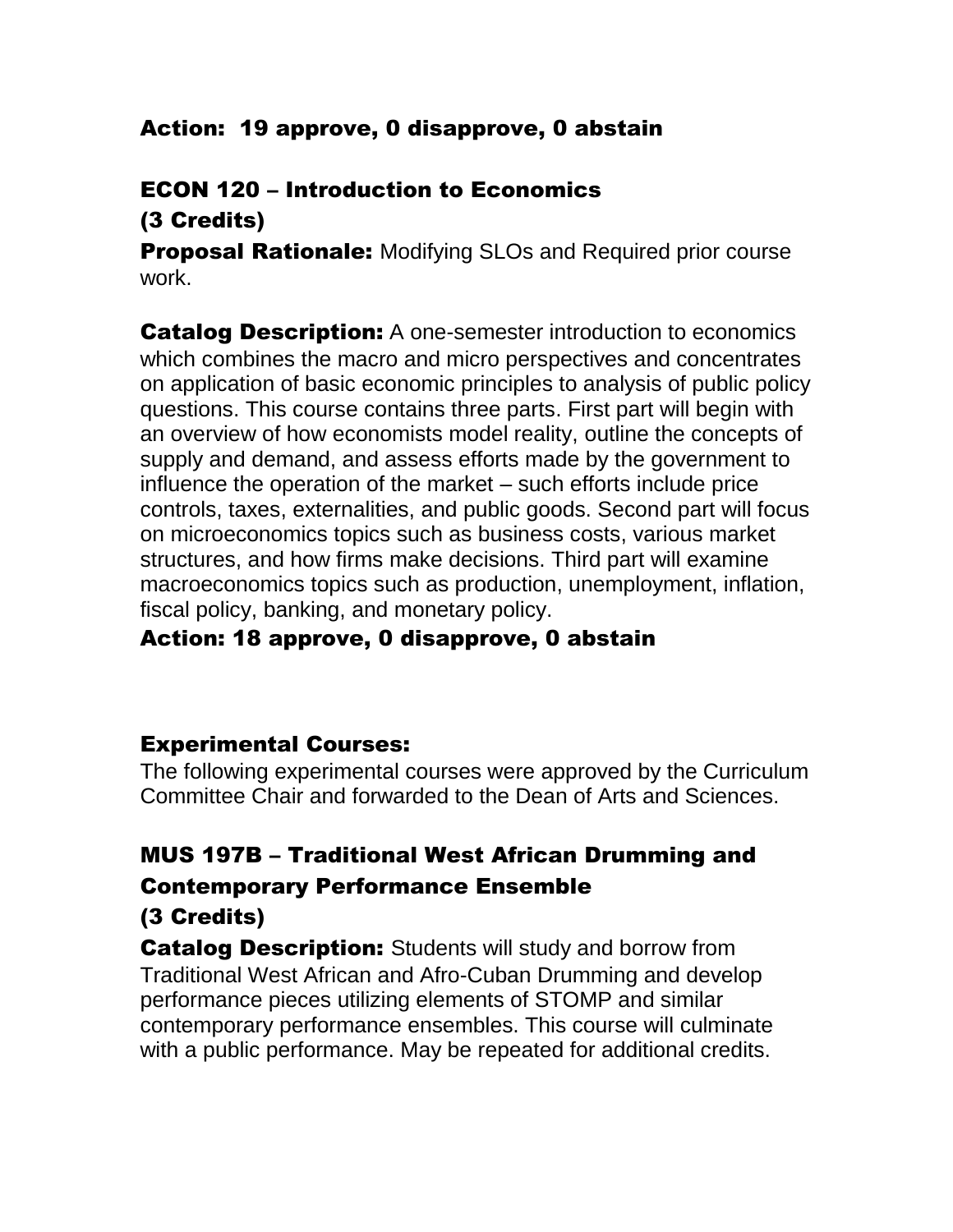**Action: 19 approve, 0 disapprove, 0 abstain**

## ECON 120 – Introduction to Economics
## (3 Credits)

**Proposal Rationale:** Modifying SLOs and Required prior course work.

**Catalog Description:** A one-semester introduction to economics which combines the macro and micro perspectives and concentrates on application of basic economic principles to analysis of public policy questions. This course contains three parts. First part will begin with an overview of how economists model reality, outline the concepts of supply and demand, and assess efforts made by the government to influence the operation of the market – such efforts include price controls, taxes, externalities, and public goods. Second part will focus on microeconomics topics such as business costs, various market structures, and how firms make decisions. Third part will examine macroeconomics topics such as production, unemployment, inflation, fiscal policy, banking, and monetary policy.

**Action: 18 approve, 0 disapprove, 0 abstain**

## Experimental Courses:

The following experimental courses were approved by the Curriculum Committee Chair and forwarded to the Dean of Arts and Sciences.

## MUS 197B – Traditional West African Drumming and Contemporary Performance Ensemble
## (3 Credits)

**Catalog Description:** Students will study and borrow from Traditional West African and Afro-Cuban Drumming and develop performance pieces utilizing elements of STOMP and similar contemporary performance ensembles. This course will culminate with a public performance. May be repeated for additional credits.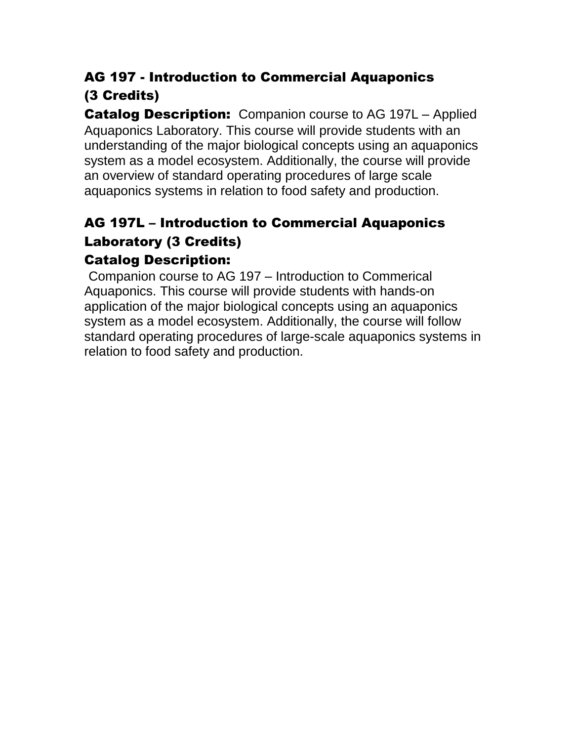## AG 197 - Introduction to Commercial Aquaponics (3 Credits)

**Catalog Description:** Companion course to AG 197L – Applied Aquaponics Laboratory. This course will provide students with an understanding of the major biological concepts using an aquaponics system as a model ecosystem. Additionally, the course will provide an overview of standard operating procedures of large scale aquaponics systems in relation to food safety and production.

## AG 197L – Introduction to Commercial Aquaponics Laboratory (3 Credits)

### Catalog Description:

Companion course to AG 197 – Introduction to Commerical Aquaponics. This course will provide students with hands-on application of the major biological concepts using an aquaponics system as a model ecosystem. Additionally, the course will follow standard operating procedures of large-scale aquaponics systems in relation to food safety and production.